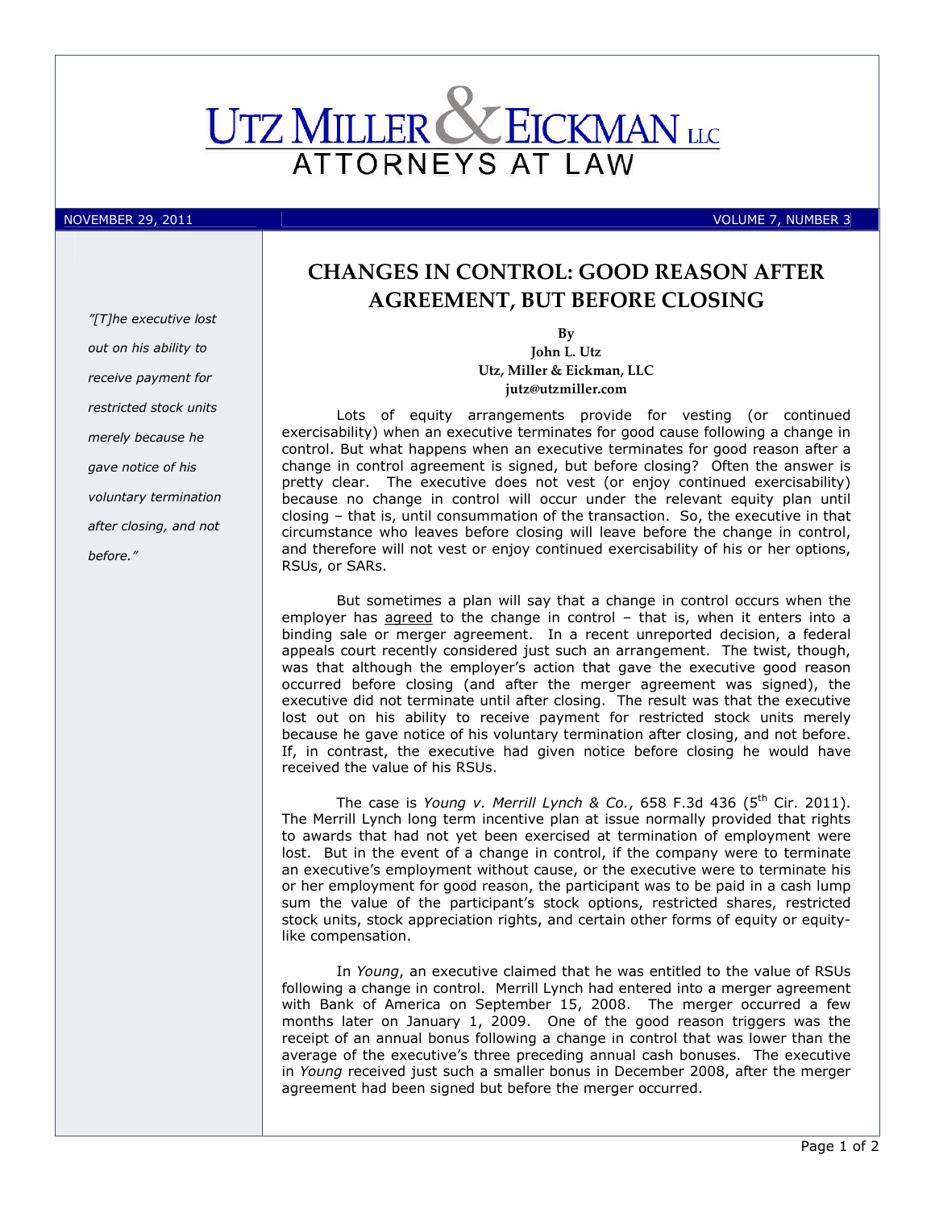# UTZ MILLER & EICKMAN LLC
ATTORNEYS AT LAW

NOVEMBER 29, 2011 | VOLUME 7, NUMBER 3

## CHANGES IN CONTROL: GOOD REASON AFTER AGREEMENT, BUT BEFORE CLOSING

*"[T]he executive lost out on his ability to receive payment for restricted stock units merely because he gave notice of his voluntary termination after closing, and not before."*

**By**
**John L. Utz**
**Utz, Miller & Eickman, LLC**
**jutz@utzmiller.com**

Lots of equity arrangements provide for vesting (or continued exercisability) when an executive terminates for good cause following a change in control. But what happens when an executive terminates for good reason after a change in control agreement is signed, but before closing? Often the answer is pretty clear. The executive does not vest (or enjoy continued exercisability) because no change in control will occur under the relevant equity plan until closing – that is, until consummation of the transaction. So, the executive in that circumstance who leaves before closing will leave before the change in control, and therefore will not vest or enjoy continued exercisability of his or her options, RSUs, or SARs.

But sometimes a plan will say that a change in control occurs when the employer has agreed to the change in control – that is, when it enters into a binding sale or merger agreement. In a recent unreported decision, a federal appeals court recently considered just such an arrangement. The twist, though, was that although the employer's action that gave the executive good reason occurred before closing (and after the merger agreement was signed), the executive did not terminate until after closing. The result was that the executive lost out on his ability to receive payment for restricted stock units merely because he gave notice of his voluntary termination after closing, and not before. If, in contrast, the executive had given notice before closing he would have received the value of his RSUs.

The case is *Young v. Merrill Lynch & Co.*, 658 F.3d 436 (5th Cir. 2011). The Merrill Lynch long term incentive plan at issue normally provided that rights to awards that had not yet been exercised at termination of employment were lost. But in the event of a change in control, if the company were to terminate an executive's employment without cause, or the executive were to terminate his or her employment for good reason, the participant was to be paid in a cash lump sum the value of the participant's stock options, restricted shares, restricted stock units, stock appreciation rights, and certain other forms of equity or equity-like compensation.

In *Young*, an executive claimed that he was entitled to the value of RSUs following a change in control. Merrill Lynch had entered into a merger agreement with Bank of America on September 15, 2008. The merger occurred a few months later on January 1, 2009. One of the good reason triggers was the receipt of an annual bonus following a change in control that was lower than the average of the executive's three preceding annual cash bonuses. The executive in *Young* received just such a smaller bonus in December 2008, after the merger agreement had been signed but before the merger occurred.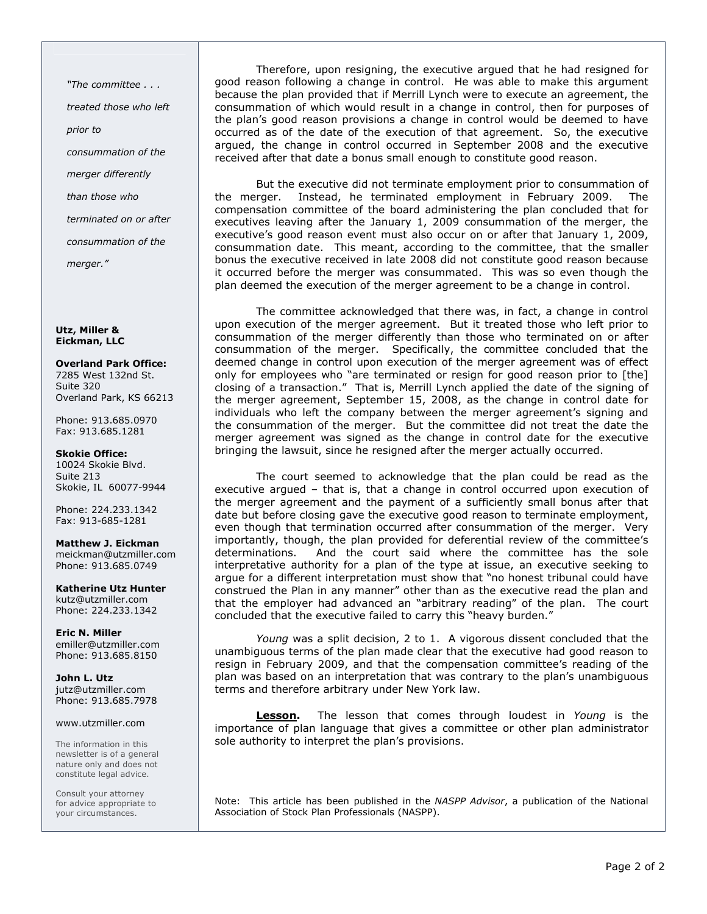Therefore, upon resigning, the executive argued that he had resigned for good reason following a change in control. He was able to make this argument because the plan provided that if Merrill Lynch were to execute an agreement, the consummation of which would result in a change in control, then for purposes of the plan's good reason provisions a change in control would be deemed to have occurred as of the date of the execution of that agreement. So, the executive argued, the change in control occurred in September 2008 and the executive received after that date a bonus small enough to constitute good reason.

But the executive did not terminate employment prior to consummation of the merger. Instead, he terminated employment in February 2009. The compensation committee of the board administering the plan concluded that for executives leaving after the January 1, 2009 consummation of the merger, the executive's good reason event must also occur on or after that January 1, 2009, consummation date. This meant, according to the committee, that the smaller bonus the executive received in late 2008 did not constitute good reason because it occurred before the merger was consummated. This was so even though the plan deemed the execution of the merger agreement to be a change in control.

The committee acknowledged that there was, in fact, a change in control upon execution of the merger agreement. But it treated those who left prior to consummation of the merger differently than those who terminated on or after consummation of the merger. Specifically, the committee concluded that the deemed change in control upon execution of the merger agreement was of effect only for employees who "are terminated or resign for good reason prior to [the] closing of a transaction." That is, Merrill Lynch applied the date of the signing of the merger agreement, September 15, 2008, as the change in control date for individuals who left the company between the merger agreement's signing and the consummation of the merger. But the committee did not treat the date the merger agreement was signed as the change in control date for the executive bringing the lawsuit, since he resigned after the merger actually occurred.

The court seemed to acknowledge that the plan could be read as the executive argued – that is, that a change in control occurred upon execution of the merger agreement and the payment of a sufficiently small bonus after that date but before closing gave the executive good reason to terminate employment, even though that termination occurred after consummation of the merger. Very importantly, though, the plan provided for deferential review of the committee's determinations. And the court said where the committee has the sole interpretative authority for a plan of the type at issue, an executive seeking to argue for a different interpretation must show that "no honest tribunal could have construed the Plan in any manner" other than as the executive read the plan and that the employer had advanced an "arbitrary reading" of the plan. The court concluded that the executive failed to carry this "heavy burden."

*Young* was a split decision, 2 to 1. A vigorous dissent concluded that the unambiguous terms of the plan made clear that the executive had good reason to resign in February 2009, and that the compensation committee's reading of the plan was based on an interpretation that was contrary to the plan's unambiguous terms and therefore arbitrary under New York law.

**Lesson.** The lesson that comes through loudest in *Young* is the importance of plan language that gives a committee or other plan administrator sole authority to interpret the plan's provisions.

Note: This article has been published in the *NASPP Advisor*, a publication of the National Association of Stock Plan Professionals (NASPP).

*"The committee . . . treated those who left prior to consummation of the merger differently than those who terminated on or after consummation of the merger."*

**Utz, Miller & Eickman, LLC**

**Overland Park Office:**
7285 West 132nd St.
Suite 320
Overland Park, KS 66213

Phone: 913.685.0970
Fax: 913.685.1281

**Skokie Office:**
10024 Skokie Blvd.
Suite 213
Skokie, IL 60077-9944

Phone: 224.233.1342
Fax: 913-685-1281

**Matthew J. Eickman**
meickman@utzmiller.com
Phone: 913.685.0749

**Katherine Utz Hunter**
kutz@utzmiller.com
Phone: 224.233.1342

**Eric N. Miller**
emiller@utzmiller.com
Phone: 913.685.8150

**John L. Utz**
jutz@utzmiller.com
Phone: 913.685.7978

www.utzmiller.com

The information in this newsletter is of a general nature only and does not constitute legal advice.

Consult your attorney for advice appropriate to your circumstances.